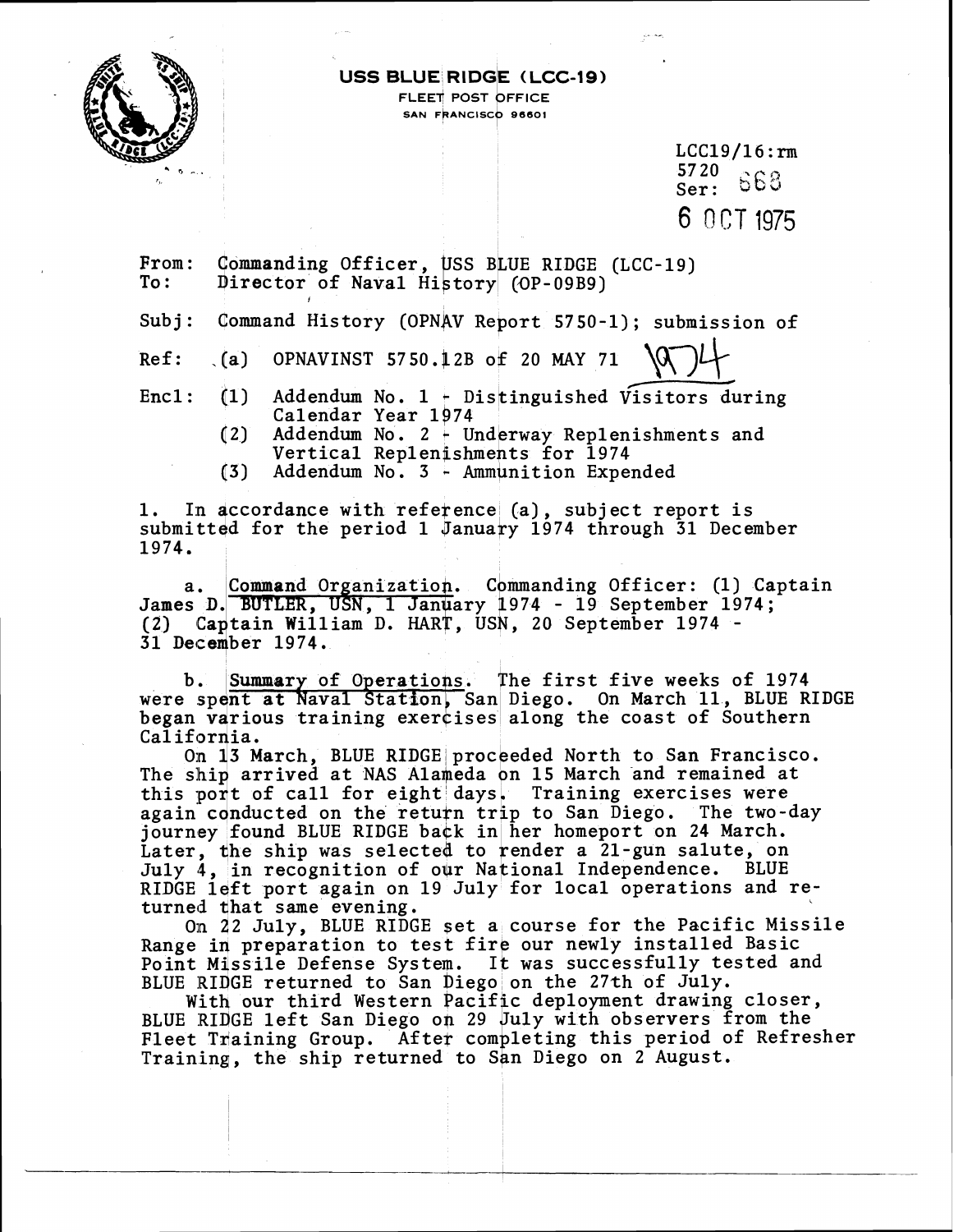**USS BLUE RIDGE (LCC-19)**
FLEET POST OFFICE
SAN FRANCISCO 96601

LCC19/16:rm
5720
Ser: 868
6 OCT 1975

From: Commanding Officer, USS BLUE RIDGE (LCC-19)
To: Director of Naval History (OP-09B9)

Subj: Command History (OPNAV Report 5750-1); submission of

Ref: (a) OPNAVINST 5750.12B of 20 MAY 71

1974

Encl: (1) Addendum No. 1 - Distinguished Visitors during Calendar Year 1974
(2) Addendum No. 2 - Underway Replenishments and Vertical Replenishments for 1974
(3) Addendum No. 3 - Ammunition Expended

1. In accordance with reference (a), subject report is submitted for the period 1 January 1974 through 31 December 1974.

a. Command Organization. Commanding Officer: (1) Captain James D. BUTLER, USN, 1 January 1974 - 19 September 1974; (2) Captain William D. HART, USN, 20 September 1974 - 31 December 1974.

b. Summary of Operations. The first five weeks of 1974 were spent at Naval Station, San Diego. On March 11, BLUE RIDGE began various training exercises along the coast of Southern California.

On 13 March, BLUE RIDGE proceeded North to San Francisco. The ship arrived at NAS Alameda on 15 March and remained at this port of call for eight days. Training exercises were again conducted on the return trip to San Diego. The two-day journey found BLUE RIDGE back in her homeport on 24 March. Later, the ship was selected to render a 21-gun salute, on July 4, in recognition of our National Independence. BLUE RIDGE left port again on 19 July for local operations and returned that same evening.

On 22 July, BLUE RIDGE set a course for the Pacific Missile Range in preparation to test fire our newly installed Basic Point Missile Defense System. It was successfully tested and BLUE RIDGE returned to San Diego on the 27th of July.

With our third Western Pacific deployment drawing closer, BLUE RIDGE left San Diego on 29 July with observers from the Fleet Training Group. After completing this period of Refresher Training, the ship returned to San Diego on 2 August.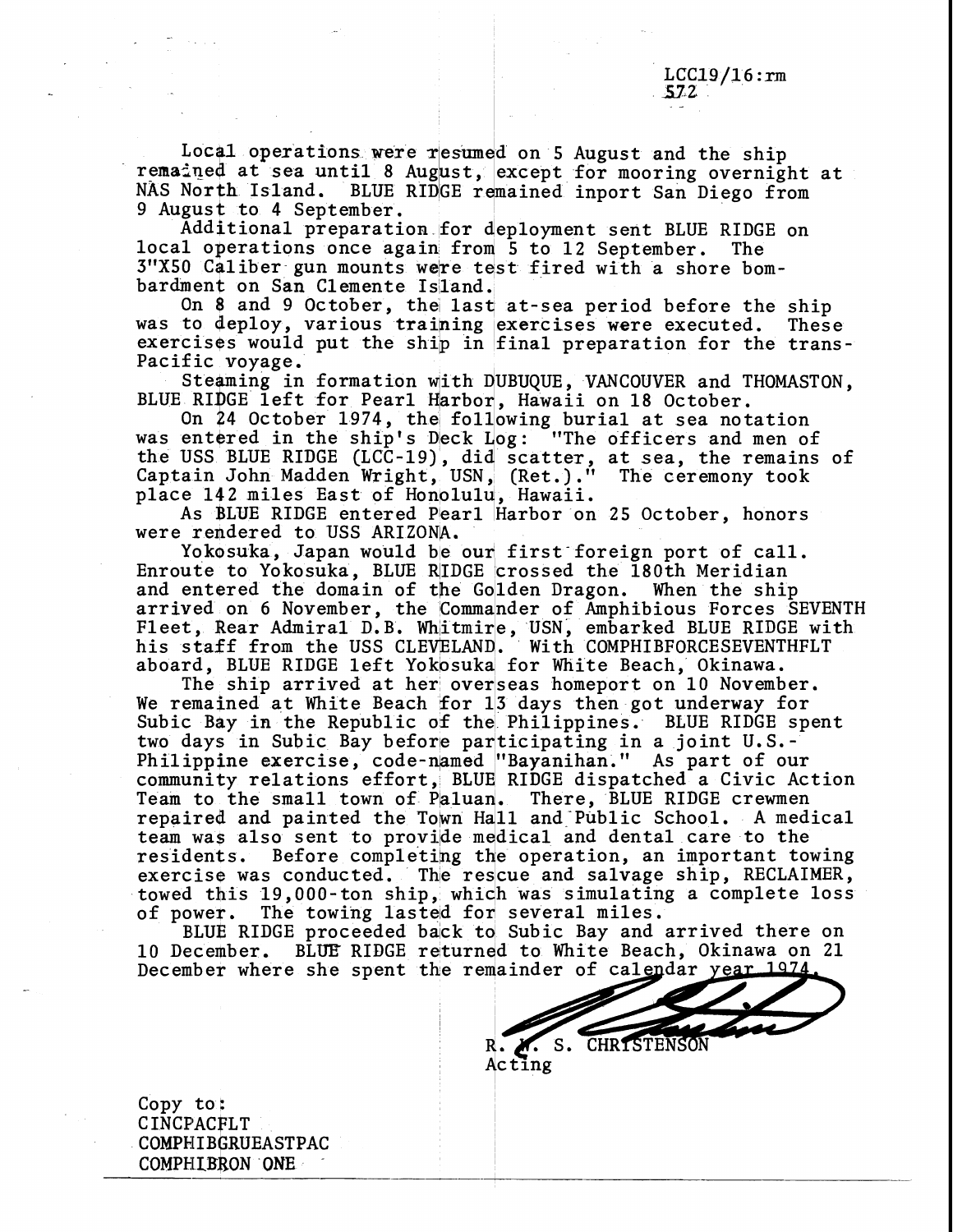LCC19/16:rm
572

Local operations were resumed on 5 August and the ship remained at sea until 8 August, except for mooring overnight at NAS North Island. BLUE RIDGE remained inport San Diego from 9 August to 4 September.

Additional preparation for deployment sent BLUE RIDGE on local operations once again from 5 to 12 September. The 3"X50 Caliber gun mounts were test fired with a shore bombardment on San Clemente Island.

On 8 and 9 October, the last at-sea period before the ship was to deploy, various training exercises were executed. These exercises would put the ship in final preparation for the trans-Pacific voyage.

Steaming in formation with DUBUQUE, VANCOUVER and THOMASTON, BLUE RIDGE left for Pearl Harbor, Hawaii on 18 October.

On 24 October 1974, the following burial at sea notation was entered in the ship's Deck Log: "The officers and men of the USS BLUE RIDGE (LCC-19), did scatter, at sea, the remains of Captain John Madden Wright, USN, (Ret.)." The ceremony took place 142 miles East of Honolulu, Hawaii.

As BLUE RIDGE entered Pearl Harbor on 25 October, honors were rendered to USS ARIZONA.

Yokosuka, Japan would be our first foreign port of call. Enroute to Yokosuka, BLUE RIDGE crossed the 180th Meridian and entered the domain of the Golden Dragon. When the ship arrived on 6 November, the Commander of Amphibious Forces SEVENTH Fleet, Rear Admiral D.B. Whitmire, USN, embarked BLUE RIDGE with his staff from the USS CLEVELAND. With COMPHIBFORCESEVENTHFLT aboard, BLUE RIDGE left Yokosuka for White Beach, Okinawa.

The ship arrived at her overseas homeport on 10 November. We remained at White Beach for 13 days then got underway for Subic Bay in the Republic of the Philippines. BLUE RIDGE spent two days in Subic Bay before participating in a joint U.S.-Philippine exercise, code-named "Bayanihan." As part of our community relations effort, BLUE RIDGE dispatched a Civic Action Team to the small town of Paluan. There, BLUE RIDGE crewmen repaired and painted the Town Hall and Public School. A medical team was also sent to provide medical and dental care to the residents. Before completing the operation, an important towing exercise was conducted. The rescue and salvage ship, RECLAIMER, towed this 19,000-ton ship, which was simulating a complete loss of power. The towing lasted for several miles.

BLUE RIDGE proceeded back to Subic Bay and arrived there on 10 December. BLUE RIDGE returned to White Beach, Okinawa on 21 December where she spent the remainder of calendar year 1974.

R. W. S. CHRISTENSON
Acting

Copy to:
CINCPACFLT
COMPHIBGRUEASTPAC
COMPHIBRON ONE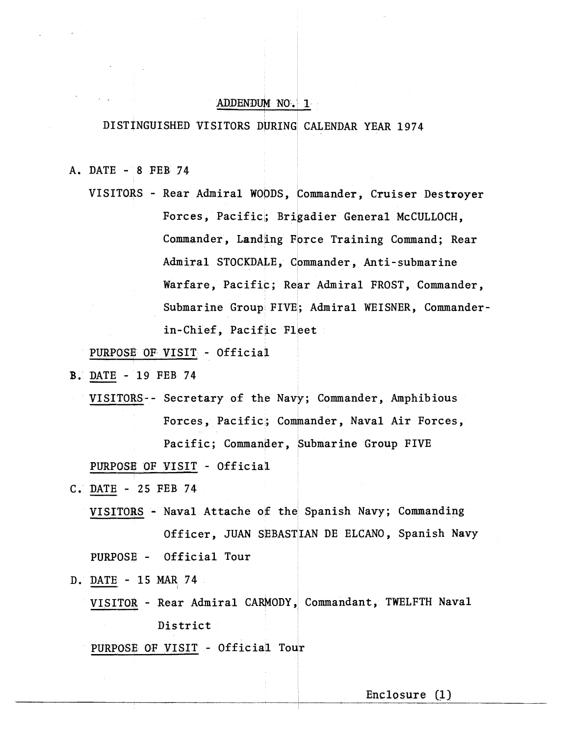ADDENDUM NO. 1

DISTINGUISHED VISITORS DURING CALENDAR YEAR 1974

A. DATE - 8 FEB 74

VISITORS - Rear Admiral WOODS, Commander, Cruiser Destroyer Forces, Pacific; Brigadier General McCULLOCH, Commander, Landing Force Training Command; Rear Admiral STOCKDALE, Commander, Anti-submarine Warfare, Pacific; Rear Admiral FROST, Commander, Submarine Group FIVE; Admiral WEISNER, Commander-in-Chief, Pacific Fleet

PURPOSE OF VISIT - Official

B. DATE - 19 FEB 74

VISITORS -- Secretary of the Navy; Commander, Amphibious Forces, Pacific; Commander, Naval Air Forces, Pacific; Commander, Submarine Group FIVE

PURPOSE OF VISIT - Official

C. DATE - 25 FEB 74

VISITORS - Naval Attache of the Spanish Navy; Commanding Officer, JUAN SEBASTIAN DE ELCANO, Spanish Navy

PURPOSE - Official Tour

D. DATE - 15 MAR 74

VISITOR - Rear Admiral CARMODY, Commandant, TWELFTH Naval District

PURPOSE OF VISIT - Official Tour

Enclosure (1)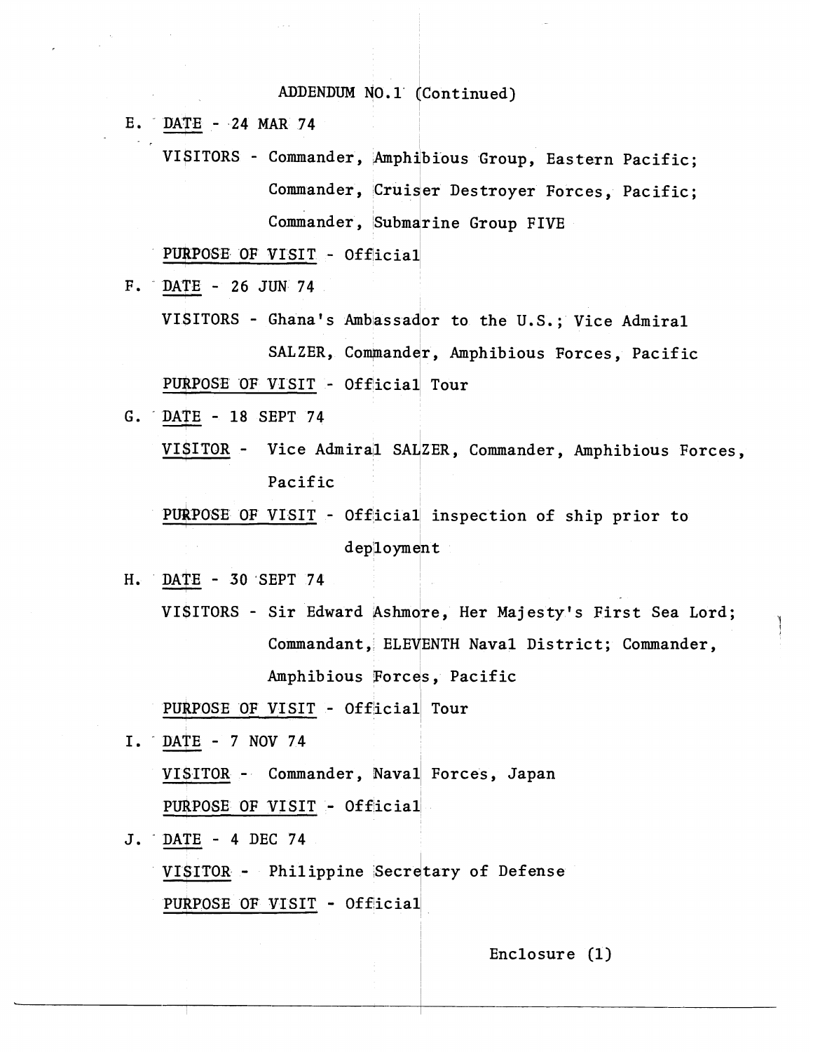ADDENDUM NO.1 (Continued)

E. DATE - 24 MAR 74

VISITORS - Commander, Amphibious Group, Eastern Pacific; Commander, Cruiser Destroyer Forces, Pacific; Commander, Submarine Group FIVE

PURPOSE OF VISIT - Official

F. DATE - 26 JUN 74

VISITORS - Ghana's Ambassador to the U.S.; Vice Admiral SALZER, Commander, Amphibious Forces, Pacific

PURPOSE OF VISIT - Official Tour

G. DATE - 18 SEPT 74

VISITOR - Vice Admiral SALZER, Commander, Amphibious Forces, Pacific

PURPOSE OF VISIT - Official inspection of ship prior to deployment

H. DATE - 30 SEPT 74

VISITORS - Sir Edward Ashmore, Her Majesty's First Sea Lord; Commandant, ELEVENTH Naval District; Commander, Amphibious Forces, Pacific

PURPOSE OF VISIT - Official Tour

I. DATE - 7 NOV 74

VISITOR - Commander, Naval Forces, Japan

PURPOSE OF VISIT - Official

J. DATE - 4 DEC 74

VISITOR - Philippine Secretary of Defense

PURPOSE OF VISIT - Official

Enclosure (1)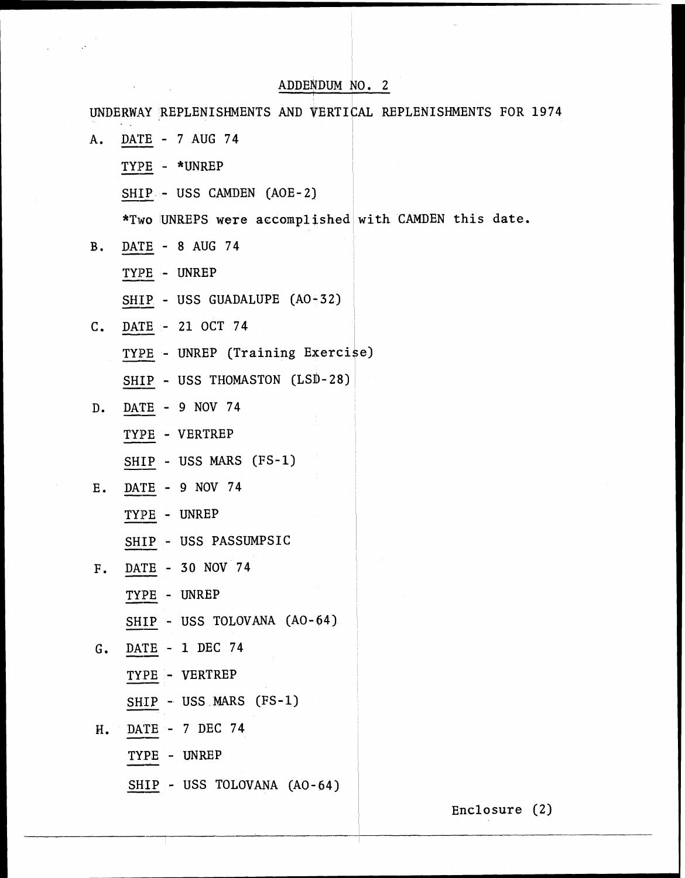## ADDENDUM NO. 2

UNDERWAY REPLENISHMENTS AND VERTICAL REPLENISHMENTS FOR 1974

A. DATE - 7 AUG 74

   TYPE - *UNREP

   SHIP - USS CAMDEN (AOE-2)

   *Two UNREPS were accomplished with CAMDEN this date.

B. DATE - 8 AUG 74

   TYPE - UNREP

   SHIP - USS GUADALUPE (AO-32)

C. DATE - 21 OCT 74

   TYPE - UNREP (Training Exercise)

   SHIP - USS THOMASTON (LSD-28)

D. DATE - 9 NOV 74

   TYPE - VERTREP

   SHIP - USS MARS (FS-1)

E. DATE - 9 NOV 74

   TYPE - UNREP

   SHIP - USS PASSUMPSIC

F. DATE - 30 NOV 74

   TYPE - UNREP

   SHIP - USS TOLOVANA (AO-64)

G. DATE - 1 DEC 74

   TYPE - VERTREP

   SHIP - USS MARS (FS-1)

H. DATE - 7 DEC 74

   TYPE - UNREP

   SHIP - USS TOLOVANA (AO-64)

Enclosure (2)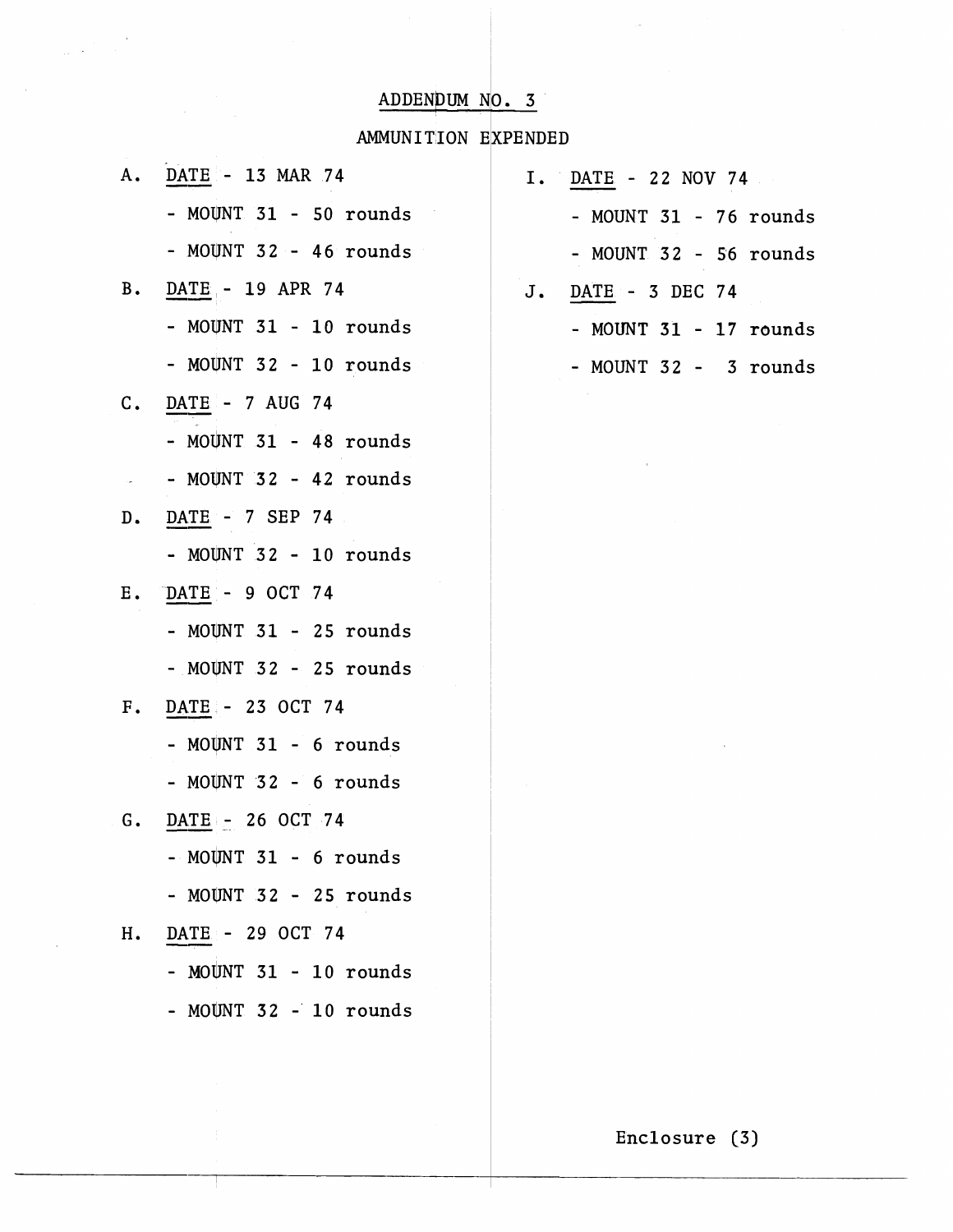ADDENDUM NO. 3

AMMUNITION EXPENDED

A. DATE - 13 MAR 74
   - MOUNT 31 - 50 rounds
   - MOUNT 32 - 46 rounds

B. DATE - 19 APR 74
   - MOUNT 31 - 10 rounds
   - MOUNT 32 - 10 rounds

C. DATE - 7 AUG 74
   - MOUNT 31 - 48 rounds
   - MOUNT 32 - 42 rounds

D. DATE - 7 SEP 74
   - MOUNT 32 - 10 rounds

E. DATE - 9 OCT 74
   - MOUNT 31 - 25 rounds
   - MOUNT 32 - 25 rounds

F. DATE - 23 OCT 74
   - MOUNT 31 - 6 rounds
   - MOUNT 32 - 6 rounds

G. DATE - 26 OCT 74
   - MOUNT 31 - 6 rounds
   - MOUNT 32 - 25 rounds

H. DATE - 29 OCT 74
   - MOUNT 31 - 10 rounds
   - MOUNT 32 - 10 rounds

I. DATE - 22 NOV 74
   - MOUNT 31 - 76 rounds
   - MOUNT 32 - 56 rounds

J. DATE - 3 DEC 74
   - MOUNT 31 - 17 rounds
   - MOUNT 32 - 3 rounds

Enclosure (3)